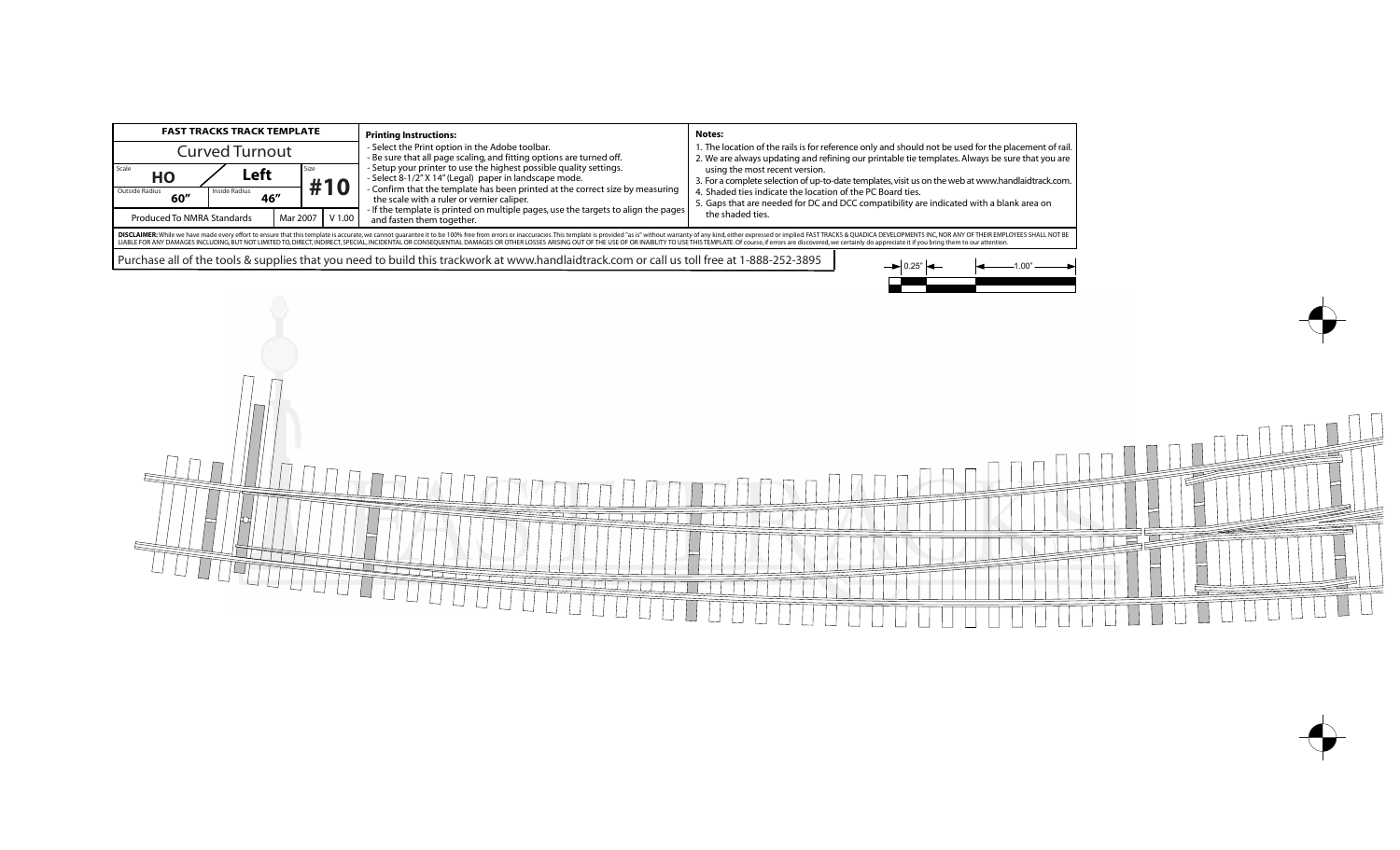| FAST TRACKS TRACK TEMPLATE | | |
|---|---|---|
| Curved Turnout | | |
| Scale **HO** | **Left** | Size **#10** |
| Outside Radius **60"** | Inside Radius **46"** | |
| Produced To NMRA Standards | Mar 2007 | V 1.00 |

**Printing Instructions:**

- Select the Print option in the Adobe toolbar.
- Be sure that all page scaling, and fitting options are turned off.
- Setup your printer to use the highest possible quality settings.
- Select 8-1/2" X 14" (Legal) paper in landscape mode.
- Confirm that the template has been printed at the correct size by measuring the scale with a ruler or vernier caliper.
- If the template is printed on multiple pages, use the targets to align the pages and fasten them together.

**Notes:**

1. The location of the rails is for reference only and should not be used for the placement of rail.
2. We are always updating and refining our printable tie templates. Always be sure that you are using the most recent version.
3. For a complete selection of up-to-date templates, visit us on the web at www.handlaidtrack.com.
4. Shaded ties indicate the location of the PC Board ties.
5. Gaps that are needed for DC and DCC compatibility are indicated with a blank area on the shaded ties.

**DISCLAIMER:** While we have made every effort to ensure that this template is accurate, we cannot guarantee it to be 100% free from errors or inaccuracies. This template is provided "as is" without warranty of any kind, either expressed or implied. FAST TRACKS & QUADICA DEVELOPMENTS INC, NOR ANY OF THEIR EMPLOYEES SHALL NOT BE LIABLE FOR ANY DAMAGES INCLUDING, BUT NOT LIMITED TO, DIRECT, INDIRECT, SPECIAL, INCIDENTAL OR CONSEQUENTIAL DAMAGES OR OTHER LOSSES ARISING OUT OF THE USE OF OR INABILITY TO USE THIS TEMPLATE. Of course, if errors are discovered, we certainly do appreciate it if you bring them to our attention.

Purchase all of the tools & supplies that you need to build this trackwork at www.handlaidtrack.com or call us toll free at 1-888-252-3895

0.25" 1.00"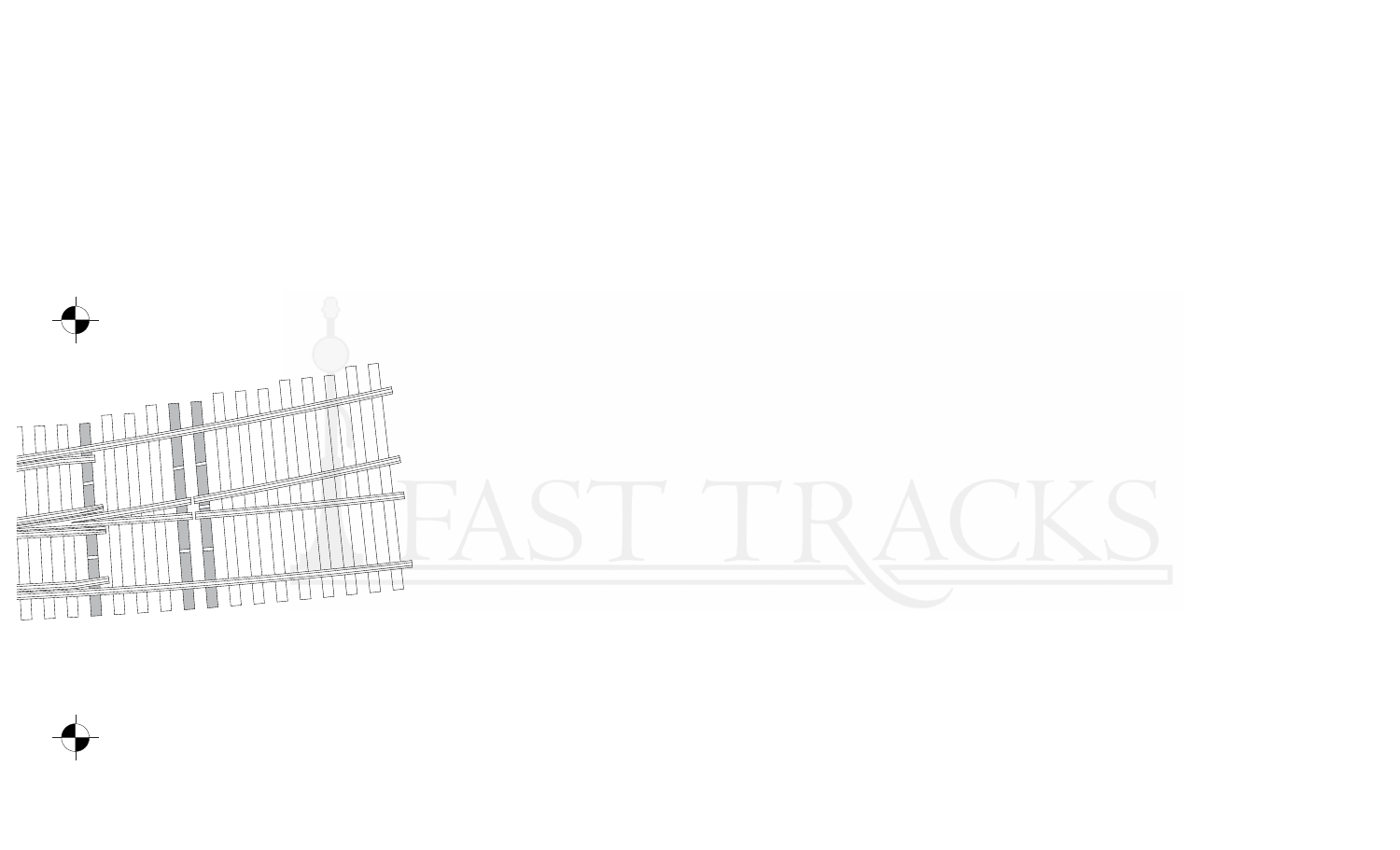FAST TRACKS